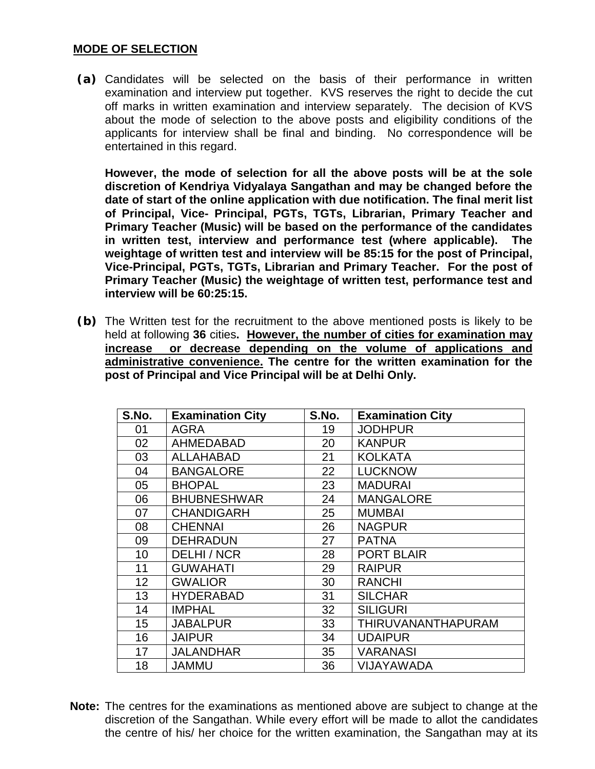**MODE OF SELECTION**

**(a)** Candidates will be selected on the basis of their performance in written examination and interview put together. KVS reserves the right to decide the cut off marks in written examination and interview separately. The decision of KVS about the mode of selection to the above posts and eligibility conditions of the applicants for interview shall be final and binding. No correspondence will be entertained in this regard.

**However, the mode of selection for all the above posts will be at the sole discretion of Kendriya Vidyalaya Sangathan and may be changed before the date of start of the online application with due notification. The final merit list of Principal, Vice- Principal, PGTs, TGTs, Librarian, Primary Teacher and Primary Teacher (Music) will be based on the performance of the candidates in written test, interview and performance test (where applicable). The weightage of written test and interview will be 85:15 for the post of Principal, Vice-Principal, PGTs, TGTs, Librarian and Primary Teacher. For the post of Primary Teacher (Music) the weightage of written test, performance test and interview will be 60:25:15.**

**(b)** The Written test for the recruitment to the above mentioned posts is likely to be held at following **36** cities**. <u>However, the number of cities for examination may increase or decrease depending on the volume of applications and administrative convenience.</u> The centre for the written examination for the post of Principal and Vice Principal will be at Delhi Only.**

| S.No. | Examination City | S.No. | Examination City |
|---|---|---|---|
| 01 | AGRA | 19 | JODHPUR |
| 02 | AHMEDABAD | 20 | KANPUR |
| 03 | ALLAHABAD | 21 | KOLKATA |
| 04 | BANGALORE | 22 | LUCKNOW |
| 05 | BHOPAL | 23 | MADURAI |
| 06 | BHUBNESHWAR | 24 | MANGALORE |
| 07 | CHANDIGARH | 25 | MUMBAI |
| 08 | CHENNAI | 26 | NAGPUR |
| 09 | DEHRADUN | 27 | PATNA |
| 10 | DELHI / NCR | 28 | PORT BLAIR |
| 11 | GUWAHATI | 29 | RAIPUR |
| 12 | GWALIOR | 30 | RANCHI |
| 13 | HYDERABAD | 31 | SILCHAR |
| 14 | IMPHAL | 32 | SILIGURI |
| 15 | JABALPUR | 33 | THIRUVANANTHAPURAM |
| 16 | JAIPUR | 34 | UDAIPUR |
| 17 | JALANDHAR | 35 | VARANASI |
| 18 | JAMMU | 36 | VIJAYAWADA |

**Note:** The centres for the examinations as mentioned above are subject to change at the discretion of the Sangathan. While every effort will be made to allot the candidates the centre of his/ her choice for the written examination, the Sangathan may at its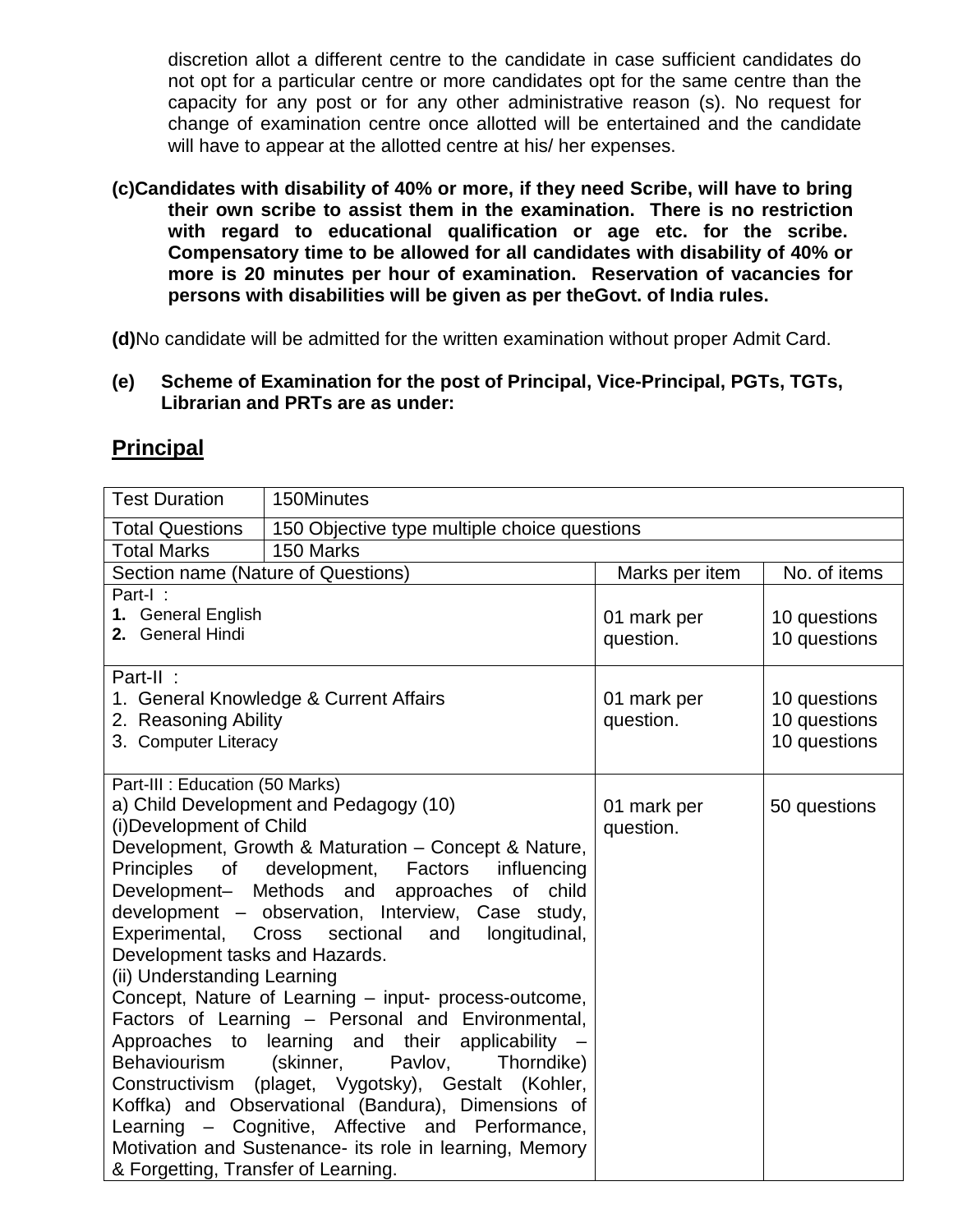discretion allot a different centre to the candidate in case sufficient candidates do not opt for a particular centre or more candidates opt for the same centre than the capacity for any post or for any other administrative reason (s). No request for change of examination centre once allotted will be entertained and the candidate will have to appear at the allotted centre at his/ her expenses.

**(c)Candidates with disability of 40% or more, if they need Scribe, will have to bring their own scribe to assist them in the examination. There is no restriction with regard to educational qualification or age etc. for the scribe. Compensatory time to be allowed for all candidates with disability of 40% or more is 20 minutes per hour of examination. Reservation of vacancies for persons with disabilities will be given as per theGovt. of India rules.**

**(d)**No candidate will be admitted for the written examination without proper Admit Card.

**(e) Scheme of Examination for the post of Principal, Vice-Principal, PGTs, TGTs, Librarian and PRTs are as under:**

## Principal

| Test Duration | 150Minutes | | |
|---|---|---|---|
| Total Questions | 150 Objective type multiple choice questions | | |
| Total Marks | 150 Marks | | |
| Section name (Nature of Questions) | | Marks per item | No. of items |
| Part-I :<br>**1.** General English<br>**2.** General Hindi | | 01 mark per question. | 10 questions<br>10 questions |
| Part-II :<br>1. General Knowledge & Current Affairs<br>2. Reasoning Ability<br>3. Computer Literacy | | 01 mark per question. | 10 questions<br>10 questions<br>10 questions |
| Part-III : Education (50 Marks)<br>a) Child Development and Pedagogy (10)<br>(i)Development of Child<br>Development, Growth & Maturation – Concept & Nature, Principles of development, Factors influencing Development– Methods and approaches of child development – observation, Interview, Case study, Experimental, Cross sectional and longitudinal, Development tasks and Hazards.<br>(ii) Understanding Learning<br>Concept, Nature of Learning – input- process-outcome, Factors of Learning – Personal and Environmental, Approaches to learning and their applicability – Behaviourism (skinner, Pavlov, Thorndike) Constructivism (plaget, Vygotsky), Gestalt (Kohler, Koffka) and Observational (Bandura), Dimensions of Learning – Cognitive, Affective and Performance, Motivation and Sustenance- its role in learning, Memory & Forgetting, Transfer of Learning. | | 01 mark per question. | 50 questions |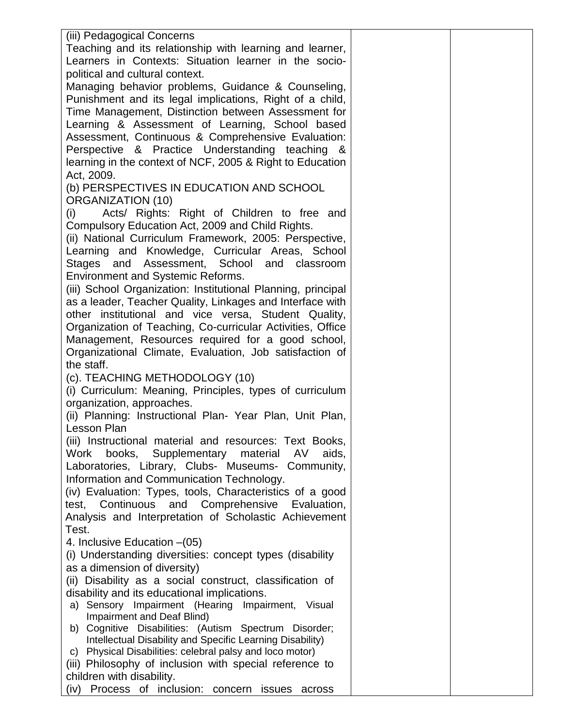| | | |
|---|---|---|
| (iii) Pedagogical Concerns<br>Teaching and its relationship with learning and learner, Learners in Contexts: Situation learner in the socio-political and cultural context.<br>Managing behavior problems, Guidance & Counseling, Punishment and its legal implications, Right of a child, Time Management, Distinction between Assessment for Learning & Assessment of Learning, School based Assessment, Continuous & Comprehensive Evaluation: Perspective & Practice Understanding teaching & learning in the context of NCF, 2005 & Right to Education Act, 2009.<br>(b) PERSPECTIVES IN EDUCATION AND SCHOOL ORGANIZATION (10)<br>(i) Acts/ Rights: Right of Children to free and Compulsory Education Act, 2009 and Child Rights.<br>(ii) National Curriculum Framework, 2005: Perspective, Learning and Knowledge, Curricular Areas, School Stages and Assessment, School and classroom Environment and Systemic Reforms.<br>(iii) School Organization: Institutional Planning, principal as a leader, Teacher Quality, Linkages and Interface with other institutional and vice versa, Student Quality, Organization of Teaching, Co-curricular Activities, Office Management, Resources required for a good school, Organizational Climate, Evaluation, Job satisfaction of the staff.<br>(c). TEACHING METHODOLOGY (10)<br>(i) Curriculum: Meaning, Principles, types of curriculum organization, approaches.<br>(ii) Planning: Instructional Plan- Year Plan, Unit Plan, Lesson Plan<br>(iii) Instructional material and resources: Text Books, Work books, Supplementary material AV aids, Laboratories, Library, Clubs- Museums- Community, Information and Communication Technology.<br>(iv) Evaluation: Types, tools, Characteristics of a good test, Continuous and Comprehensive Evaluation, Analysis and Interpretation of Scholastic Achievement Test.<br>4. Inclusive Education –(05)<br>(i) Understanding diversities: concept types (disability as a dimension of diversity)<br>(ii) Disability as a social construct, classification of disability and its educational implications.<br>a) Sensory Impairment (Hearing Impairment, Visual Impairment and Deaf Blind)<br>b) Cognitive Disabilities: (Autism Spectrum Disorder; Intellectual Disability and Specific Learning Disability)<br>c) Physical Disabilities: celebral palsy and loco motor)<br>(iii) Philosophy of inclusion with special reference to children with disability.<br>(iv) Process of inclusion: concern issues across | | |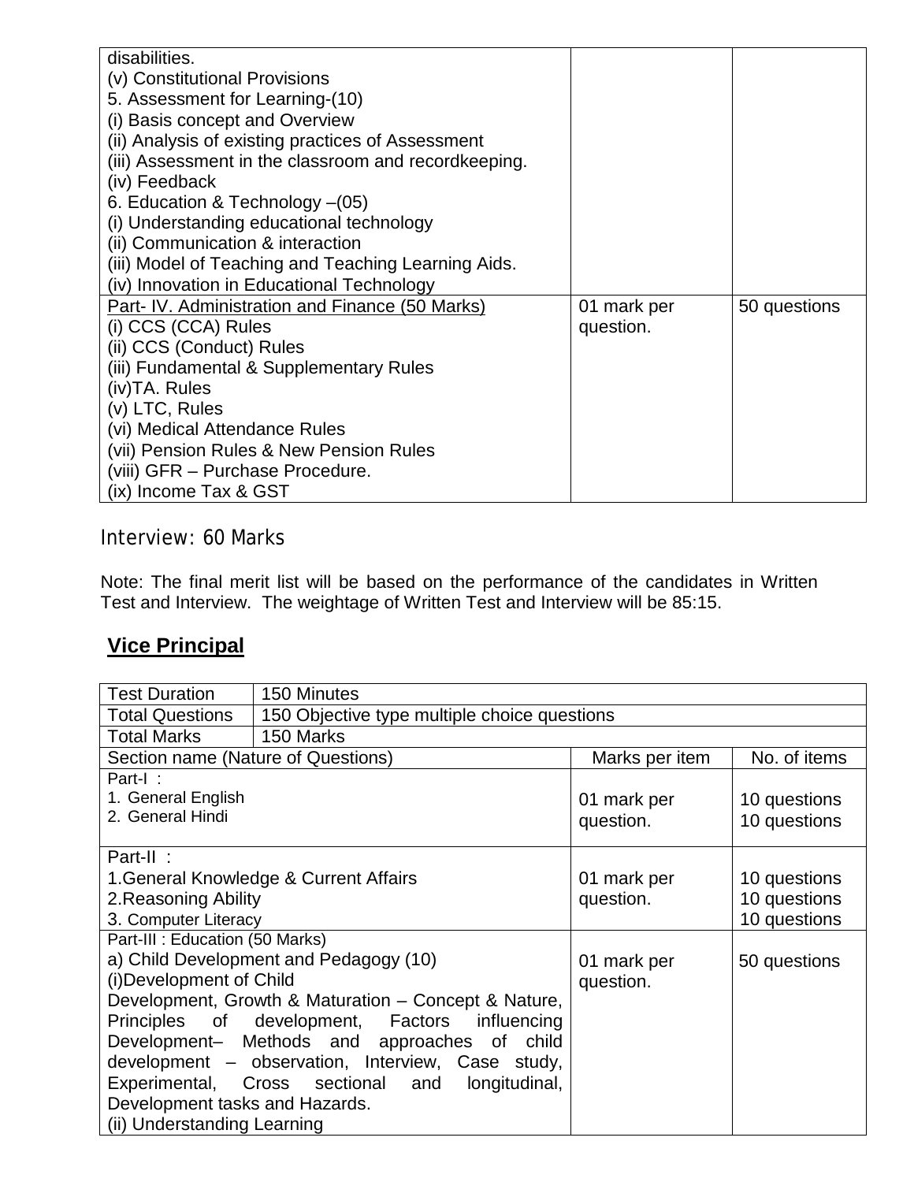| | | |
|---|---|---|
| disabilities.<br>(v) Constitutional Provisions<br>5. Assessment for Learning-(10)<br>(i) Basis concept and Overview<br>(ii) Analysis of existing practices of Assessment<br>(iii) Assessment in the classroom and recordkeeping.<br>(iv) Feedback<br>6. Education & Technology –(05)<br>(i) Understanding educational technology<br>(ii) Communication & interaction<br>(iii) Model of Teaching and Teaching Learning Aids.<br>(iv) Innovation in Educational Technology | | |
| Part- IV. Administration and Finance (50 Marks)<br>(i) CCS (CCA) Rules<br>(ii) CCS (Conduct) Rules<br>(iii) Fundamental & Supplementary Rules<br>(iv)TA. Rules<br>(v) LTC, Rules<br>(vi) Medical Attendance Rules<br>(vii) Pension Rules & New Pension Rules<br>(viii) GFR – Purchase Procedure.<br>(ix) Income Tax & GST | 01 mark per question. | 50 questions |

Interview: 60 Marks

Note: The final merit list will be based on the performance of the candidates in Written Test and Interview. The weightage of Written Test and Interview will be 85:15.

## Vice Principal

| Test Duration | 150 Minutes | | |
|---|---|---|---|
| Total Questions | 150 Objective type multiple choice questions | | |
| Total Marks | 150 Marks | | |
| Section name (Nature of Questions) | | Marks per item | No. of items |
| Part-I :<br>1. General English<br>2. General Hindi | | 01 mark per question. | 10 questions<br>10 questions |
| Part-II :<br>1.General Knowledge & Current Affairs<br>2.Reasoning Ability<br>3. Computer Literacy | | 01 mark per question. | 10 questions<br>10 questions<br>10 questions |
| Part-III : Education (50 Marks)<br>a) Child Development and Pedagogy (10)<br>(i)Development of Child<br>Development, Growth & Maturation – Concept & Nature, Principles of development, Factors influencing Development– Methods and approaches of child development – observation, Interview, Case study, Experimental, Cross sectional and longitudinal, Development tasks and Hazards.<br>(ii) Understanding Learning | | 01 mark per question. | 50 questions |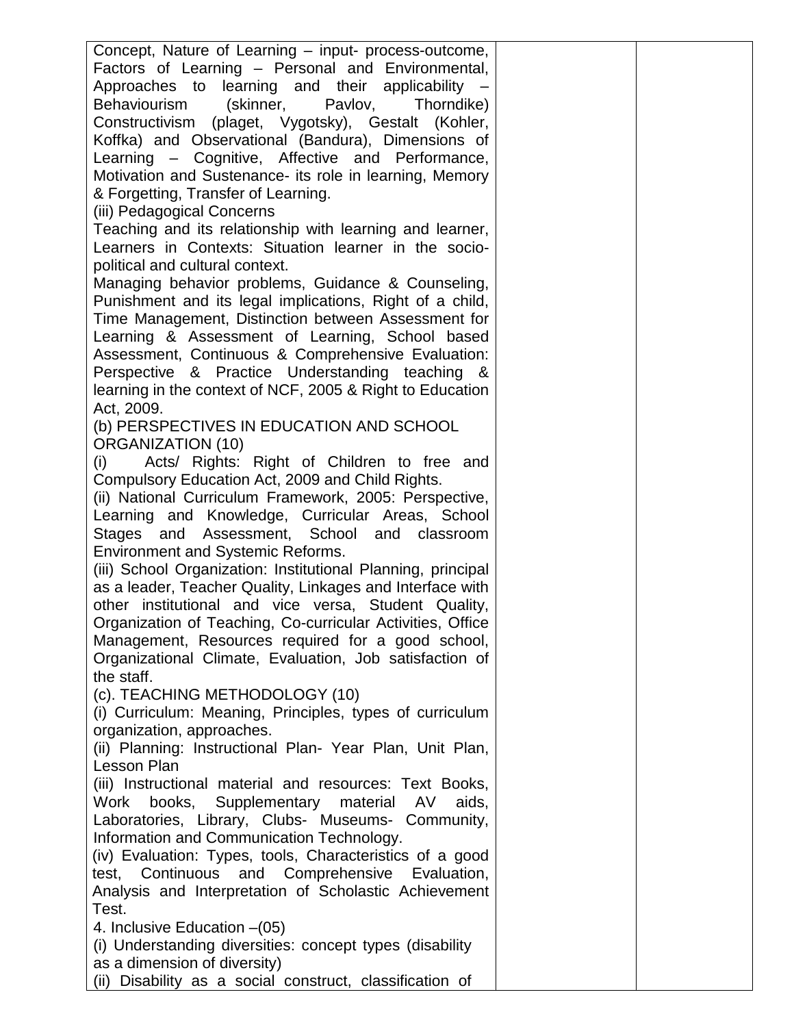| | | |
|---|---|---|
| Concept, Nature of Learning – input- process-outcome, Factors of Learning – Personal and Environmental, Approaches to learning and their applicability – Behaviourism (skinner, Pavlov, Thorndike) Constructivism (plaget, Vygotsky), Gestalt (Kohler, Koffka) and Observational (Bandura), Dimensions of Learning – Cognitive, Affective and Performance, Motivation and Sustenance- its role in learning, Memory & Forgetting, Transfer of Learning.<br>(iii) Pedagogical Concerns<br>Teaching and its relationship with learning and learner, Learners in Contexts: Situation learner in the socio-political and cultural context.<br>Managing behavior problems, Guidance & Counseling, Punishment and its legal implications, Right of a child, Time Management, Distinction between Assessment for Learning & Assessment of Learning, School based Assessment, Continuous & Comprehensive Evaluation: Perspective & Practice Understanding teaching & learning in the context of NCF, 2005 & Right to Education Act, 2009.<br>(b) PERSPECTIVES IN EDUCATION AND SCHOOL ORGANIZATION (10)<br>(i) Acts/ Rights: Right of Children to free and Compulsory Education Act, 2009 and Child Rights.<br>(ii) National Curriculum Framework, 2005: Perspective, Learning and Knowledge, Curricular Areas, School Stages and Assessment, School and classroom Environment and Systemic Reforms.<br>(iii) School Organization: Institutional Planning, principal as a leader, Teacher Quality, Linkages and Interface with other institutional and vice versa, Student Quality, Organization of Teaching, Co-curricular Activities, Office Management, Resources required for a good school, Organizational Climate, Evaluation, Job satisfaction of the staff.<br>(c). TEACHING METHODOLOGY (10)<br>(i) Curriculum: Meaning, Principles, types of curriculum organization, approaches.<br>(ii) Planning: Instructional Plan- Year Plan, Unit Plan, Lesson Plan<br>(iii) Instructional material and resources: Text Books, Work books, Supplementary material AV aids, Laboratories, Library, Clubs- Museums- Community, Information and Communication Technology.<br>(iv) Evaluation: Types, tools, Characteristics of a good test, Continuous and Comprehensive Evaluation, Analysis and Interpretation of Scholastic Achievement Test.<br>4. Inclusive Education –(05)<br>(i) Understanding diversities: concept types (disability as a dimension of diversity)<br>(ii) Disability as a social construct, classification of | | |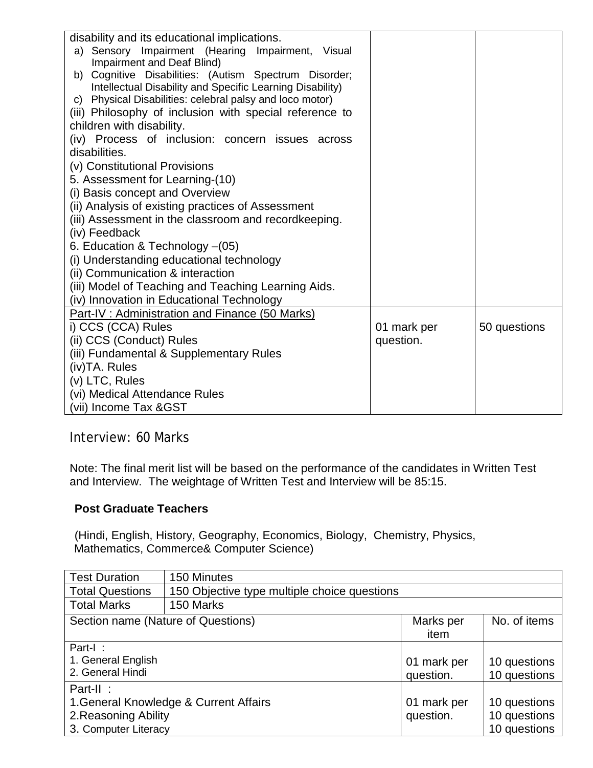| | | |
|---|---|---|
| disability and its educational implications.<br>a) Sensory Impairment (Hearing Impairment, Visual Impairment and Deaf Blind)<br>b) Cognitive Disabilities: (Autism Spectrum Disorder; Intellectual Disability and Specific Learning Disability)<br>c) Physical Disabilities: celebral palsy and loco motor)<br>(iii) Philosophy of inclusion with special reference to children with disability.<br>(iv) Process of inclusion: concern issues across disabilities.<br>(v) Constitutional Provisions<br>5. Assessment for Learning-(10)<br>(i) Basis concept and Overview<br>(ii) Analysis of existing practices of Assessment<br>(iii) Assessment in the classroom and recordkeeping.<br>(iv) Feedback<br>6. Education & Technology –(05)<br>(i) Understanding educational technology<br>(ii) Communication & interaction<br>(iii) Model of Teaching and Teaching Learning Aids.<br>(iv) Innovation in Educational Technology | | |
| Part-IV : Administration and Finance (50 Marks)<br>i) CCS (CCA) Rules<br>(ii) CCS (Conduct) Rules<br>(iii) Fundamental & Supplementary Rules<br>(iv)TA. Rules<br>(v) LTC, Rules<br>(vi) Medical Attendance Rules<br>(vii) Income Tax &GST | 01 mark per question. | 50 questions |

## Interview: 60 Marks

Note: The final merit list will be based on the performance of the candidates in Written Test and Interview. The weightage of Written Test and Interview will be 85:15.

**Post Graduate Teachers**

(Hindi, English, History, Geography, Economics, Biology, Chemistry, Physics, Mathematics, Commerce& Computer Science)

| Test Duration | 150 Minutes | | |
|---|---|---|---|
| Total Questions | 150 Objective type multiple choice questions | | |
| Total Marks | 150 Marks | | |
| Section name (Nature of Questions) | | Marks per item | No. of items |
| Part-I :<br>1. General English<br>2. General Hindi | | 01 mark per question. | 10 questions<br>10 questions |
| Part-II :<br>1.General Knowledge & Current Affairs<br>2.Reasoning Ability<br>3. Computer Literacy | | 01 mark per question. | 10 questions<br>10 questions<br>10 questions |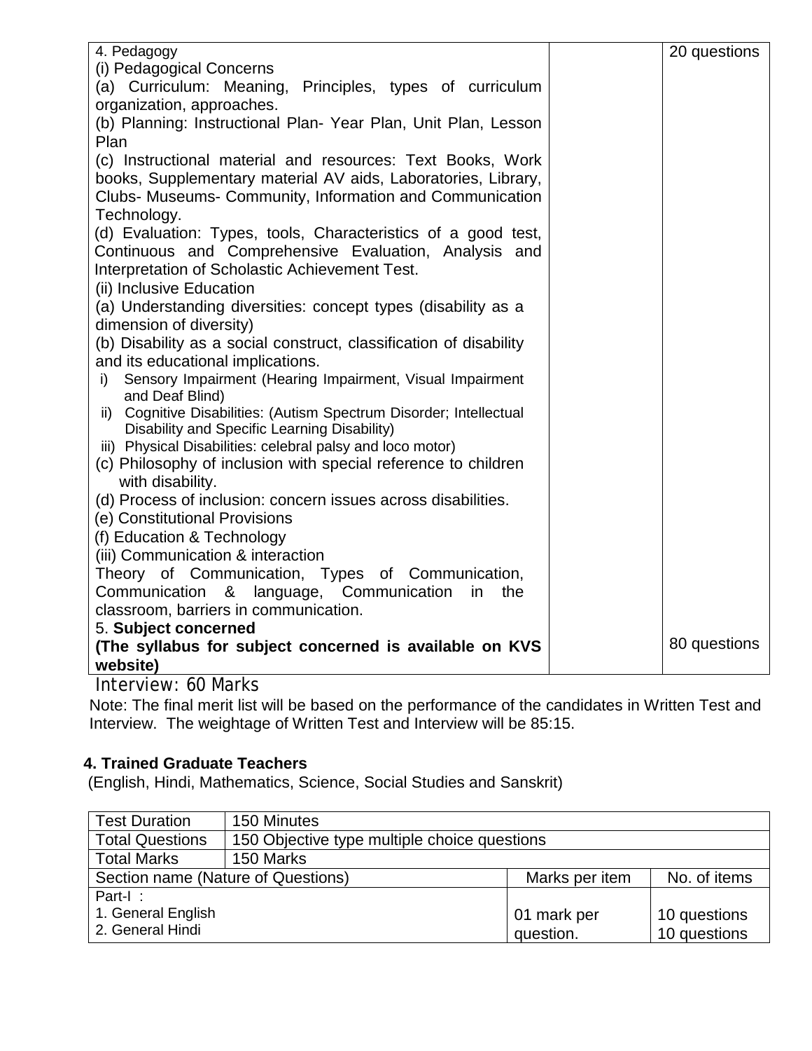| | | |
|---|---|---|
| 4. Pedagogy<br>(i) Pedagogical Concerns<br>(a) Curriculum: Meaning, Principles, types of curriculum organization, approaches.<br>(b) Planning: Instructional Plan- Year Plan, Unit Plan, Lesson Plan<br>(c) Instructional material and resources: Text Books, Work books, Supplementary material AV aids, Laboratories, Library, Clubs- Museums- Community, Information and Communication Technology.<br>(d) Evaluation: Types, tools, Characteristics of a good test, Continuous and Comprehensive Evaluation, Analysis and Interpretation of Scholastic Achievement Test.<br>(ii) Inclusive Education<br>(a) Understanding diversities: concept types (disability as a dimension of diversity)<br>(b) Disability as a social construct, classification of disability and its educational implications.<br>i) Sensory Impairment (Hearing Impairment, Visual Impairment and Deaf Blind)<br>ii) Cognitive Disabilities: (Autism Spectrum Disorder; Intellectual Disability and Specific Learning Disability)<br>iii) Physical Disabilities: celebral palsy and loco motor)<br>(c) Philosophy of inclusion with special reference to children with disability.<br>(d) Process of inclusion: concern issues across disabilities.<br>(e) Constitutional Provisions<br>(f) Education & Technology<br>(iii) Communication & interaction<br>Theory of Communication, Types of Communication, Communication & language, Communication in the classroom, barriers in communication. | | 20 questions |
| 5. **Subject concerned**<br>**(The syllabus for subject concerned is available on KVS website)** | | 80 questions |

Interview: 60 Marks

Note: The final merit list will be based on the performance of the candidates in Written Test and Interview. The weightage of Written Test and Interview will be 85:15.

### 4. Trained Graduate Teachers

(English, Hindi, Mathematics, Science, Social Studies and Sanskrit)

| Test Duration | 150 Minutes | | |
|---|---|---|---|
| Total Questions | 150 Objective type multiple choice questions | | |
| Total Marks | 150 Marks | | |
| Section name (Nature of Questions) | | Marks per item | No. of items |
| Part-I :<br>1. General English<br>2. General Hindi | | 01 mark per question. | 10 questions<br>10 questions |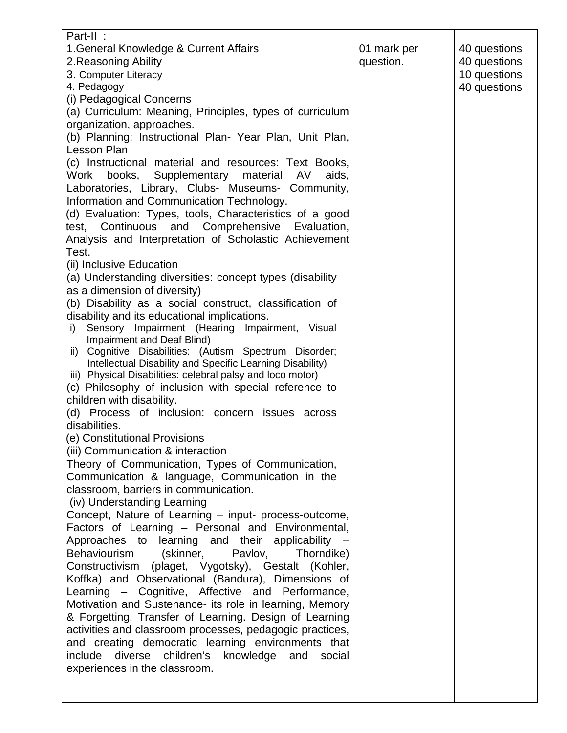| | | |
|---|---|---|
| Part-II :<br>1.General Knowledge & Current Affairs<br>2.Reasoning Ability<br>3. Computer Literacy<br>4. Pedagogy<br>(i) Pedagogical Concerns<br>(a) Curriculum: Meaning, Principles, types of curriculum organization, approaches.<br>(b) Planning: Instructional Plan- Year Plan, Unit Plan, Lesson Plan<br>(c) Instructional material and resources: Text Books, Work books, Supplementary material AV aids, Laboratories, Library, Clubs- Museums- Community, Information and Communication Technology.<br>(d) Evaluation: Types, tools, Characteristics of a good test, Continuous and Comprehensive Evaluation, Analysis and Interpretation of Scholastic Achievement Test.<br>(ii) Inclusive Education<br>(a) Understanding diversities: concept types (disability as a dimension of diversity)<br>(b) Disability as a social construct, classification of disability and its educational implications.<br>i) Sensory Impairment (Hearing Impairment, Visual Impairment and Deaf Blind)<br>ii) Cognitive Disabilities: (Autism Spectrum Disorder; Intellectual Disability and Specific Learning Disability)<br>iii) Physical Disabilities: celebral palsy and loco motor)<br>(c) Philosophy of inclusion with special reference to children with disability.<br>(d) Process of inclusion: concern issues across disabilities.<br>(e) Constitutional Provisions<br>(iii) Communication & interaction<br>Theory of Communication, Types of Communication, Communication & language, Communication in the classroom, barriers in communication.<br>(iv) Understanding Learning<br>Concept, Nature of Learning – input- process-outcome, Factors of Learning – Personal and Environmental, Approaches to learning and their applicability – Behaviourism (skinner, Pavlov, Thorndike) Constructivism (plaget, Vygotsky), Gestalt (Kohler, Koffka) and Observational (Bandura), Dimensions of Learning – Cognitive, Affective and Performance, Motivation and Sustenance- its role in learning, Memory & Forgetting, Transfer of Learning. Design of Learning activities and classroom processes, pedagogic practices, and creating democratic learning environments that include diverse children's knowledge and social experiences in the classroom. | 01 mark per question. | 40 questions<br>40 questions<br>10 questions<br>40 questions |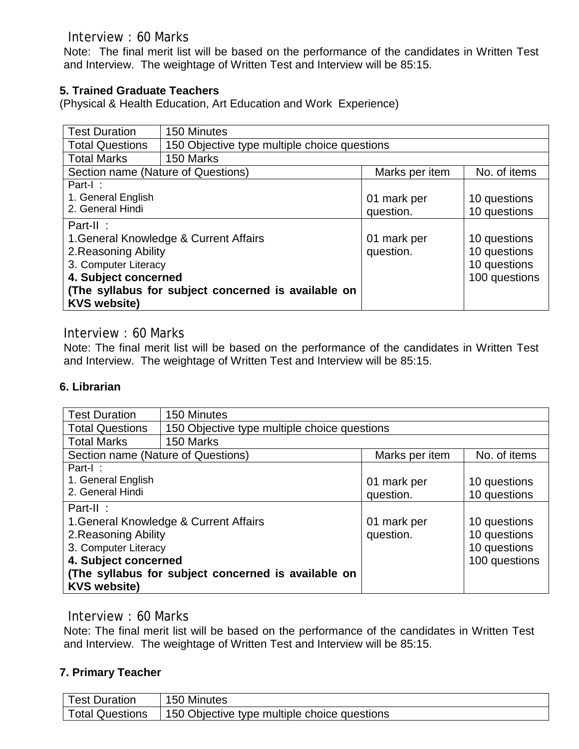Interview : 60 Marks

Note: The final merit list will be based on the performance of the candidates in Written Test and Interview. The weightage of Written Test and Interview will be 85:15.

**5. Trained Graduate Teachers**

(Physical & Health Education, Art Education and Work Experience)

| Test Duration | 150 Minutes | | |
|---|---|---|---|
| Total Questions | 150 Objective type multiple choice questions | | |
| Total Marks | 150 Marks | | |
| Section name (Nature of Questions) | | Marks per item | No. of items |
| Part-I :<br>1. General English<br>2. General Hindi | | 01 mark per question. | 10 questions<br>10 questions |
| Part-II :<br>1.General Knowledge & Current Affairs<br>2.Reasoning Ability<br>3. Computer Literacy<br>**4. Subject concerned**<br>**(The syllabus for subject concerned is available on KVS website)** | | 01 mark per question. | 10 questions<br>10 questions<br>10 questions<br>100 questions |

Interview : 60 Marks

Note: The final merit list will be based on the performance of the candidates in Written Test and Interview. The weightage of Written Test and Interview will be 85:15.

**6. Librarian**

| Test Duration | 150 Minutes | | |
|---|---|---|---|
| Total Questions | 150 Objective type multiple choice questions | | |
| Total Marks | 150 Marks | | |
| Section name (Nature of Questions) | | Marks per item | No. of items |
| Part-I :<br>1. General English<br>2. General Hindi | | 01 mark per question. | 10 questions<br>10 questions |
| Part-II :<br>1.General Knowledge & Current Affairs<br>2.Reasoning Ability<br>3. Computer Literacy<br>**4. Subject concerned**<br>**(The syllabus for subject concerned is available on KVS website)** | | 01 mark per question. | 10 questions<br>10 questions<br>10 questions<br>100 questions |

Interview : 60 Marks

Note: The final merit list will be based on the performance of the candidates in Written Test and Interview. The weightage of Written Test and Interview will be 85:15.

**7. Primary Teacher**

| Test Duration | 150 Minutes |
|---|---|
| Total Questions | 150 Objective type multiple choice questions |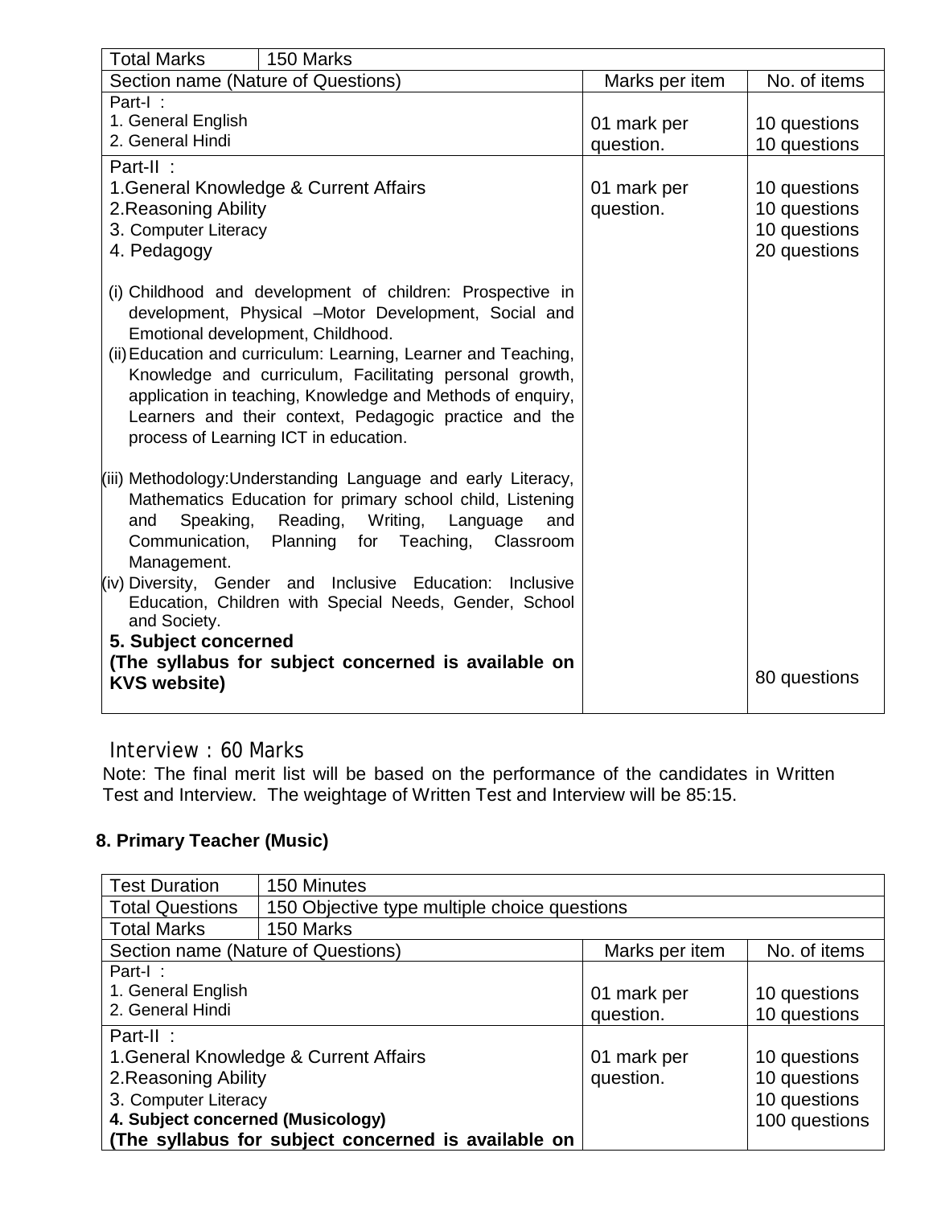| Total Marks | 150 Marks | | |
|---|---|---|---|
| Section name (Nature of Questions) | | Marks per item | No. of items |
| Part-I :<br>1. General English<br>2. General Hindi | | 01 mark per question. | 10 questions<br>10 questions |
| Part-II :<br>1.General Knowledge & Current Affairs<br>2.Reasoning Ability<br>3. Computer Literacy<br>4. Pedagogy<br><br>(i) Childhood and development of children: Prospective in development, Physical –Motor Development, Social and Emotional development, Childhood.<br>(ii) Education and curriculum: Learning, Learner and Teaching, Knowledge and curriculum, Facilitating personal growth, application in teaching, Knowledge and Methods of enquiry, Learners and their context, Pedagogic practice and the process of Learning ICT in education.<br><br>(iii) Methodology:Understanding Language and early Literacy, Mathematics Education for primary school child, Listening and Speaking, Reading, Writing, Language and Communication, Planning for Teaching, Classroom Management.<br>(iv) Diversity, Gender and Inclusive Education: Inclusive Education, Children with Special Needs, Gender, School and Society.<br>**5. Subject concerned**<br>**(The syllabus for subject concerned is available on KVS website)** | | 01 mark per question. | 10 questions<br>10 questions<br>10 questions<br>20 questions<br><br><br><br><br><br><br><br><br><br><br><br><br>80 questions |

Interview : 60 Marks

Note: The final merit list will be based on the performance of the candidates in Written Test and Interview. The weightage of Written Test and Interview will be 85:15.

**8. Primary Teacher (Music)**

| Test Duration | 150 Minutes | | |
|---|---|---|---|
| Total Questions | 150 Objective type multiple choice questions | | |
| Total Marks | 150 Marks | | |
| Section name (Nature of Questions) | | Marks per item | No. of items |
| Part-I :<br>1. General English<br>2. General Hindi | | 01 mark per question. | 10 questions<br>10 questions |
| Part-II :<br>1.General Knowledge & Current Affairs<br>2.Reasoning Ability<br>3. Computer Literacy<br>**4. Subject concerned (Musicology)**<br>**(The syllabus for subject concerned is available on** | | 01 mark per question. | 10 questions<br>10 questions<br>10 questions<br>100 questions |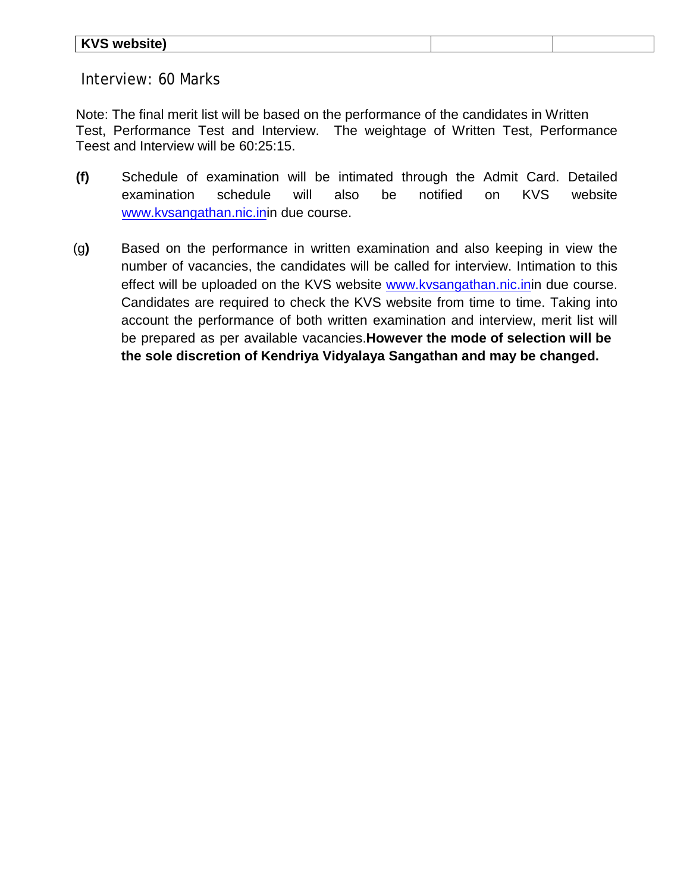| | | |
|---|---|---|
| **KVS website)** | | |

Interview: 60 Marks

Note: The final merit list will be based on the performance of the candidates in Written Test, Performance Test and Interview. The weightage of Written Test, Performance Teest and Interview will be 60:25:15.

**(f)** Schedule of examination will be intimated through the Admit Card. Detailed examination schedule will also be notified on KVS website www.kvsangathan.nic.inin due course.

(g**)** Based on the performance in written examination and also keeping in view the number of vacancies, the candidates will be called for interview. Intimation to this effect will be uploaded on the KVS website www.kvsangathan.nic.inin due course. Candidates are required to check the KVS website from time to time. Taking into account the performance of both written examination and interview, merit list will be prepared as per available vacancies.**However the mode of selection will be the sole discretion of Kendriya Vidyalaya Sangathan and may be changed.**